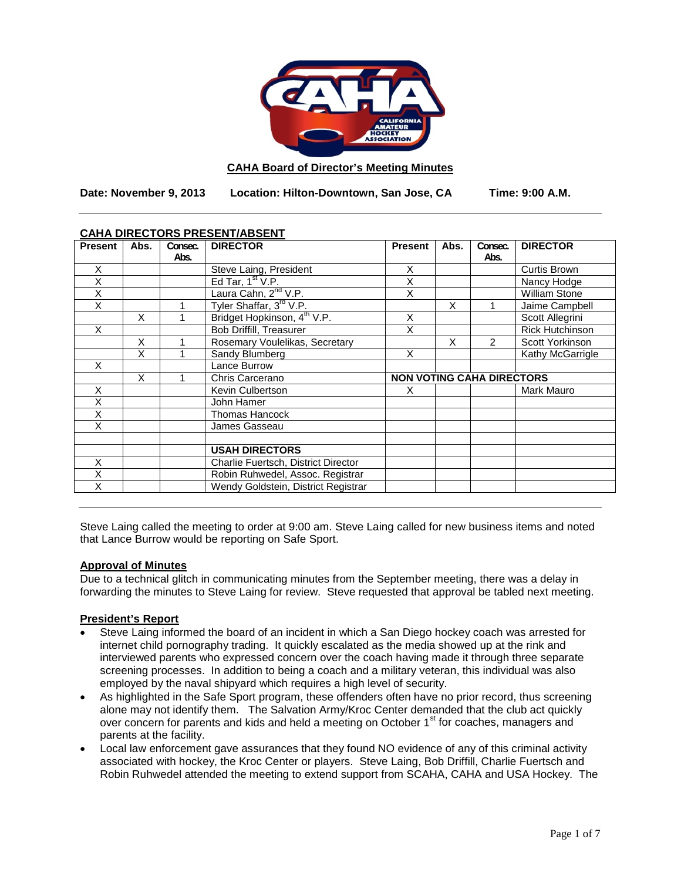**CAHA Board of Director's Meeting Minutes**

**Date: November 9, 2013** **Location: Hilton-Downtown, San Jose, CA** **Time: 9:00 A.M.**

## CAHA DIRECTORS PRESENT/ABSENT

| Present | Abs. | Consec. Abs. | DIRECTOR | Present | Abs. | Consec. Abs. | DIRECTOR |
|---|---|---|---|---|---|---|---|
| X | | | Steve Laing, President | X | | | Curtis Brown |
| X | | | Ed Tar, 1st V.P. | X | | | Nancy Hodge |
| X | | | Laura Cahn, 2nd V.P. | X | | | William Stone |
| X | | 1 | Tyler Shaffar, 3rd V.P. | | X | 1 | Jaime Campbell |
| | X | 1 | Bridget Hopkinson, 4th V.P. | X | | | Scott Allegrini |
| X | | | Bob Driffill, Treasurer | X | | | Rick Hutchinson |
| | X | 1 | Rosemary Voulelikas, Secretary | | X | 2 | Scott Yorkinson |
| | X | 1 | Sandy Blumberg | X | | | Kathy McGarrigle |
| X | | | Lance Burrow | | | | |
| | X | 1 | Chris Carcerano | **NON VOTING CAHA DIRECTORS** | | | |
| X | | | Kevin Culbertson | X | | | Mark Mauro |
| X | | | John Hamer | | | | |
| X | | | Thomas Hancock | | | | |
| X | | | James Gasseau | | | | |
| | | | | | | | |
| | | | **USAH DIRECTORS** | | | | |
| X | | | Charlie Fuertsch, District Director | | | | |
| X | | | Robin Ruhwedel, Assoc. Registrar | | | | |
| X | | | Wendy Goldstein, District Registrar | | | | |

Steve Laing called the meeting to order at 9:00 am. Steve Laing called for new business items and noted that Lance Burrow would be reporting on Safe Sport.

**Approval of Minutes**

Due to a technical glitch in communicating minutes from the September meeting, there was a delay in forwarding the minutes to Steve Laing for review. Steve requested that approval be tabled next meeting.

**President's Report**

- Steve Laing informed the board of an incident in which a San Diego hockey coach was arrested for internet child pornography trading. It quickly escalated as the media showed up at the rink and interviewed parents who expressed concern over the coach having made it through three separate screening processes. In addition to being a coach and a military veteran, this individual was also employed by the naval shipyard which requires a high level of security.
- As highlighted in the Safe Sport program, these offenders often have no prior record, thus screening alone may not identify them. The Salvation Army/Kroc Center demanded that the club act quickly over concern for parents and kids and held a meeting on October 1st for coaches, managers and parents at the facility.
- Local law enforcement gave assurances that they found NO evidence of any of this criminal activity associated with hockey, the Kroc Center or players. Steve Laing, Bob Driffill, Charlie Fuertsch and Robin Ruhwedel attended the meeting to extend support from SCAHA, CAHA and USA Hockey. The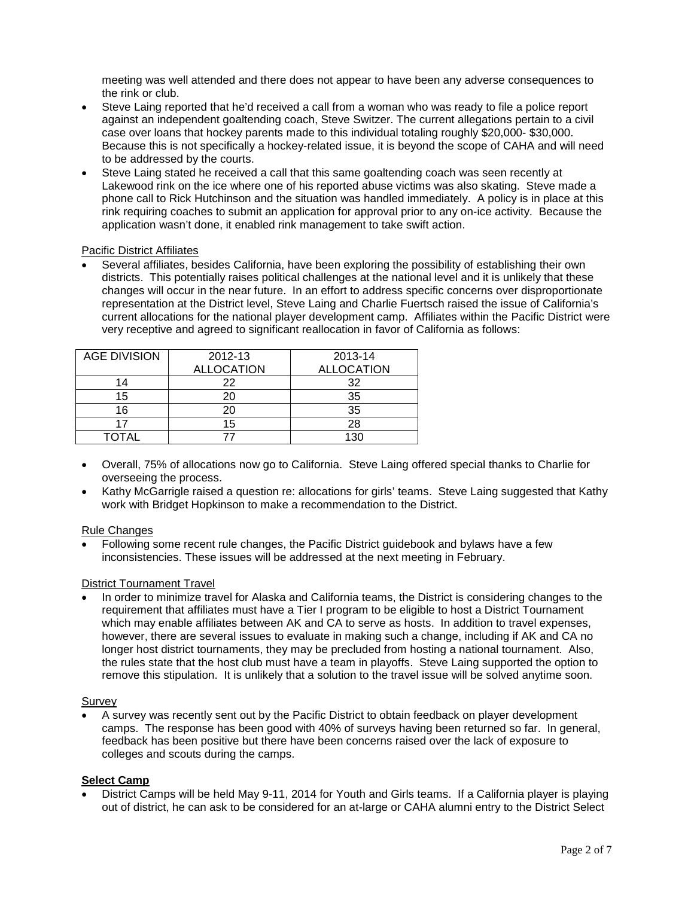meeting was well attended and there does not appear to have been any adverse consequences to the rink or club.

- Steve Laing reported that he'd received a call from a woman who was ready to file a police report against an independent goaltending coach, Steve Switzer. The current allegations pertain to a civil case over loans that hockey parents made to this individual totaling roughly $20,000- $30,000. Because this is not specifically a hockey-related issue, it is beyond the scope of CAHA and will need to be addressed by the courts.
- Steve Laing stated he received a call that this same goaltending coach was seen recently at Lakewood rink on the ice where one of his reported abuse victims was also skating. Steve made a phone call to Rick Hutchinson and the situation was handled immediately. A policy is in place at this rink requiring coaches to submit an application for approval prior to any on-ice activity. Because the application wasn't done, it enabled rink management to take swift action.

Pacific District Affiliates

- Several affiliates, besides California, have been exploring the possibility of establishing their own districts. This potentially raises political challenges at the national level and it is unlikely that these changes will occur in the near future. In an effort to address specific concerns over disproportionate representation at the District level, Steve Laing and Charlie Fuertsch raised the issue of California's current allocations for the national player development camp. Affiliates within the Pacific District were very receptive and agreed to significant reallocation in favor of California as follows:

| AGE DIVISION | 2012-13 ALLOCATION | 2013-14 ALLOCATION |
|---|---|---|
| 14 | 22 | 32 |
| 15 | 20 | 35 |
| 16 | 20 | 35 |
| 17 | 15 | 28 |
| TOTAL | 77 | 130 |

- Overall, 75% of allocations now go to California. Steve Laing offered special thanks to Charlie for overseeing the process.
- Kathy McGarrigle raised a question re: allocations for girls' teams. Steve Laing suggested that Kathy work with Bridget Hopkinson to make a recommendation to the District.

Rule Changes

- Following some recent rule changes, the Pacific District guidebook and bylaws have a few inconsistencies. These issues will be addressed at the next meeting in February.

District Tournament Travel

- In order to minimize travel for Alaska and California teams, the District is considering changes to the requirement that affiliates must have a Tier I program to be eligible to host a District Tournament which may enable affiliates between AK and CA to serve as hosts. In addition to travel expenses, however, there are several issues to evaluate in making such a change, including if AK and CA no longer host district tournaments, they may be precluded from hosting a national tournament. Also, the rules state that the host club must have a team in playoffs. Steve Laing supported the option to remove this stipulation. It is unlikely that a solution to the travel issue will be solved anytime soon.

Survey

- A survey was recently sent out by the Pacific District to obtain feedback on player development camps. The response has been good with 40% of surveys having been returned so far. In general, feedback has been positive but there have been concerns raised over the lack of exposure to colleges and scouts during the camps.

**Select Camp**

- District Camps will be held May 9-11, 2014 for Youth and Girls teams. If a California player is playing out of district, he can ask to be considered for an at-large or CAHA alumni entry to the District Select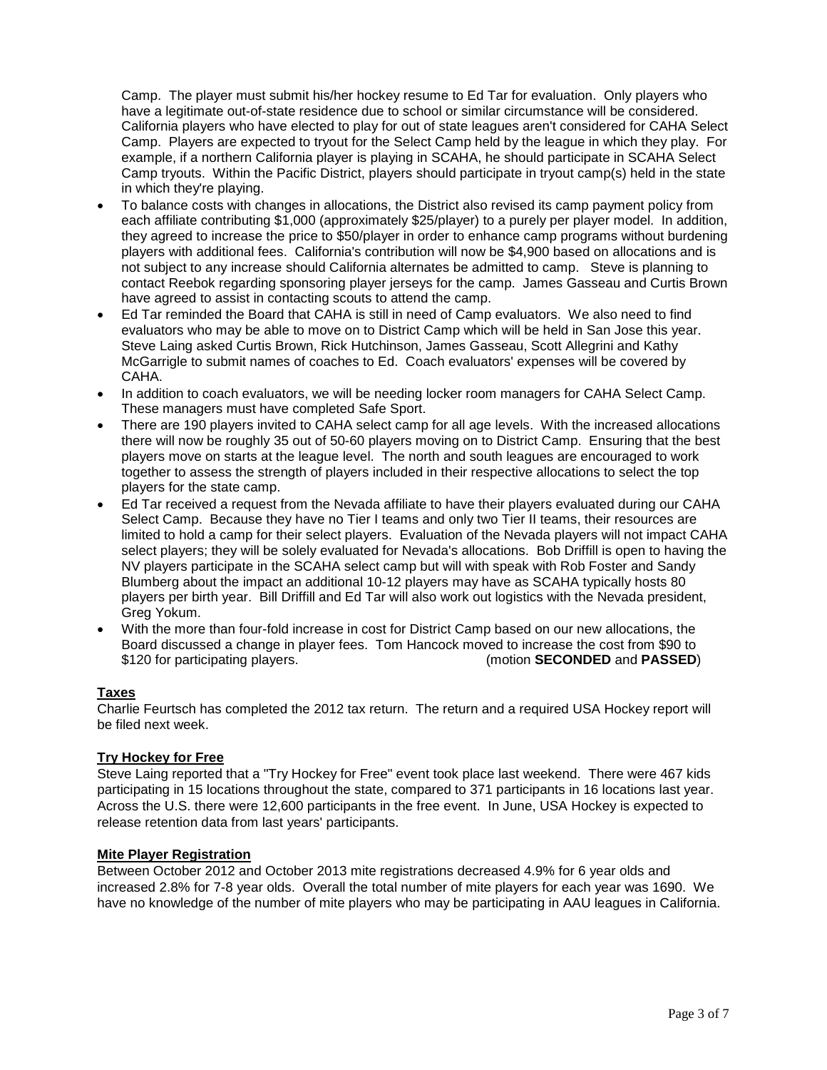Camp. The player must submit his/her hockey resume to Ed Tar for evaluation. Only players who have a legitimate out-of-state residence due to school or similar circumstance will be considered. California players who have elected to play for out of state leagues aren't considered for CAHA Select Camp. Players are expected to tryout for the Select Camp held by the league in which they play. For example, if a northern California player is playing in SCAHA, he should participate in SCAHA Select Camp tryouts. Within the Pacific District, players should participate in tryout camp(s) held in the state in which they're playing.

- To balance costs with changes in allocations, the District also revised its camp payment policy from each affiliate contributing $1,000 (approximately $25/player) to a purely per player model. In addition, they agreed to increase the price to $50/player in order to enhance camp programs without burdening players with additional fees. California's contribution will now be $4,900 based on allocations and is not subject to any increase should California alternates be admitted to camp. Steve is planning to contact Reebok regarding sponsoring player jerseys for the camp. James Gasseau and Curtis Brown have agreed to assist in contacting scouts to attend the camp.
- Ed Tar reminded the Board that CAHA is still in need of Camp evaluators. We also need to find evaluators who may be able to move on to District Camp which will be held in San Jose this year. Steve Laing asked Curtis Brown, Rick Hutchinson, James Gasseau, Scott Allegrini and Kathy McGarrigle to submit names of coaches to Ed. Coach evaluators' expenses will be covered by CAHA.
- In addition to coach evaluators, we will be needing locker room managers for CAHA Select Camp. These managers must have completed Safe Sport.
- There are 190 players invited to CAHA select camp for all age levels. With the increased allocations there will now be roughly 35 out of 50-60 players moving on to District Camp. Ensuring that the best players move on starts at the league level. The north and south leagues are encouraged to work together to assess the strength of players included in their respective allocations to select the top players for the state camp.
- Ed Tar received a request from the Nevada affiliate to have their players evaluated during our CAHA Select Camp. Because they have no Tier I teams and only two Tier II teams, their resources are limited to hold a camp for their select players. Evaluation of the Nevada players will not impact CAHA select players; they will be solely evaluated for Nevada's allocations. Bob Driffill is open to having the NV players participate in the SCAHA select camp but will with speak with Rob Foster and Sandy Blumberg about the impact an additional 10-12 players may have as SCAHA typically hosts 80 players per birth year. Bill Driffill and Ed Tar will also work out logistics with the Nevada president, Greg Yokum.
- With the more than four-fold increase in cost for District Camp based on our new allocations, the Board discussed a change in player fees. Tom Hancock moved to increase the cost from $90 to $120 for participating players. (motion **SECONDED** and **PASSED**)

## Taxes

Charlie Feurtsch has completed the 2012 tax return. The return and a required USA Hockey report will be filed next week.

## Try Hockey for Free

Steve Laing reported that a "Try Hockey for Free" event took place last weekend. There were 467 kids participating in 15 locations throughout the state, compared to 371 participants in 16 locations last year. Across the U.S. there were 12,600 participants in the free event. In June, USA Hockey is expected to release retention data from last years' participants.

## Mite Player Registration

Between October 2012 and October 2013 mite registrations decreased 4.9% for 6 year olds and increased 2.8% for 7-8 year olds. Overall the total number of mite players for each year was 1690. We have no knowledge of the number of mite players who may be participating in AAU leagues in California.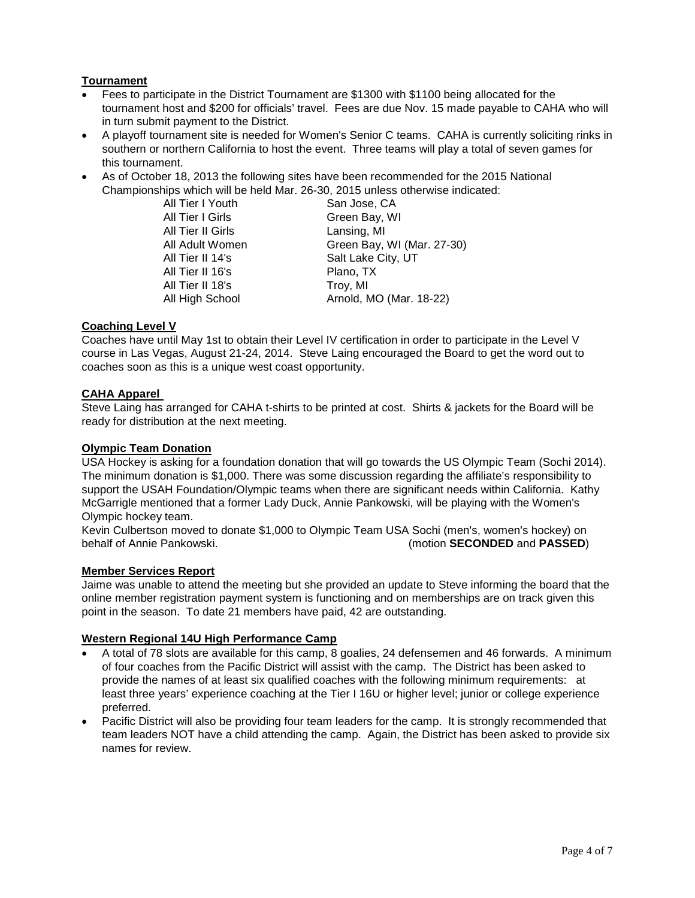**Tournament**

- Fees to participate in the District Tournament are $1300 with $1100 being allocated for the tournament host and $200 for officials' travel. Fees are due Nov. 15 made payable to CAHA who will in turn submit payment to the District.
- A playoff tournament site is needed for Women's Senior C teams. CAHA is currently soliciting rinks in southern or northern California to host the event. Three teams will play a total of seven games for this tournament.
- As of October 18, 2013 the following sites have been recommended for the 2015 National Championships which will be held Mar. 26-30, 2015 unless otherwise indicated:

| | |
|---|---|
| All Tier I Youth | San Jose, CA |
| All Tier I Girls | Green Bay, WI |
| All Tier II Girls | Lansing, MI |
| All Adult Women | Green Bay, WI (Mar. 27-30) |
| All Tier II 14's | Salt Lake City, UT |
| All Tier II 16's | Plano, TX |
| All Tier II 18's | Troy, MI |
| All High School | Arnold, MO (Mar. 18-22) |

**Coaching Level V**

Coaches have until May 1st to obtain their Level IV certification in order to participate in the Level V course in Las Vegas, August 21-24, 2014. Steve Laing encouraged the Board to get the word out to coaches soon as this is a unique west coast opportunity.

**CAHA Apparel**

Steve Laing has arranged for CAHA t-shirts to be printed at cost. Shirts & jackets for the Board will be ready for distribution at the next meeting.

**Olympic Team Donation**

USA Hockey is asking for a foundation donation that will go towards the US Olympic Team (Sochi 2014). The minimum donation is $1,000. There was some discussion regarding the affiliate's responsibility to support the USAH Foundation/Olympic teams when there are significant needs within California. Kathy McGarrigle mentioned that a former Lady Duck, Annie Pankowski, will be playing with the Women's Olympic hockey team.

Kevin Culbertson moved to donate $1,000 to Olympic Team USA Sochi (men's, women's hockey) on behalf of Annie Pankowski. (motion **SECONDED** and **PASSED**)

**Member Services Report**

Jaime was unable to attend the meeting but she provided an update to Steve informing the board that the online member registration payment system is functioning and on memberships are on track given this point in the season. To date 21 members have paid, 42 are outstanding.

**Western Regional 14U High Performance Camp**

- A total of 78 slots are available for this camp, 8 goalies, 24 defensemen and 46 forwards. A minimum of four coaches from the Pacific District will assist with the camp. The District has been asked to provide the names of at least six qualified coaches with the following minimum requirements: at least three years' experience coaching at the Tier I 16U or higher level; junior or college experience preferred.
- Pacific District will also be providing four team leaders for the camp. It is strongly recommended that team leaders NOT have a child attending the camp. Again, the District has been asked to provide six names for review.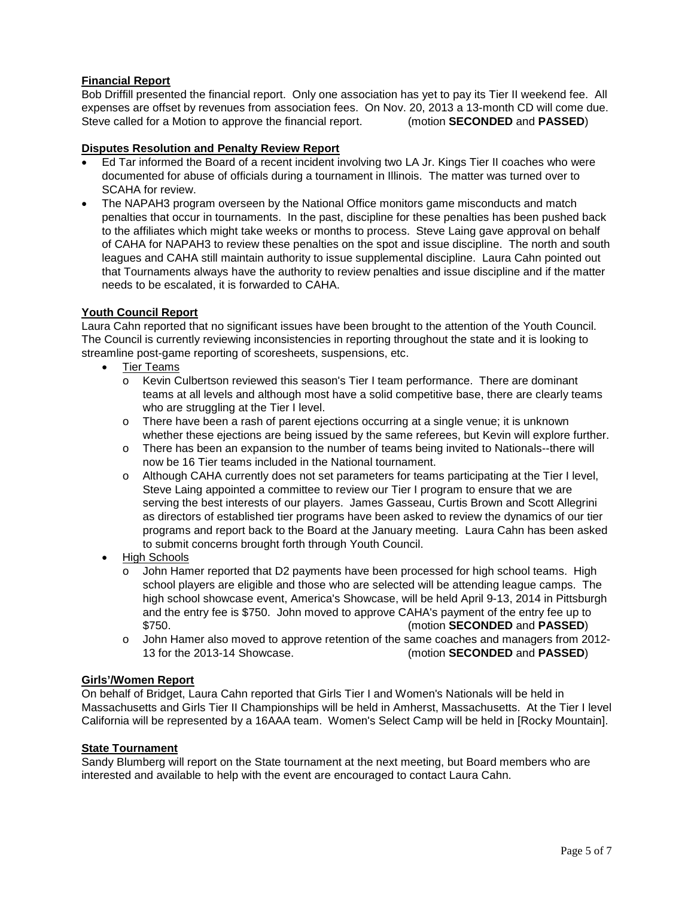**Financial Report**

Bob Driffill presented the financial report. Only one association has yet to pay its Tier II weekend fee. All expenses are offset by revenues from association fees. On Nov. 20, 2013 a 13-month CD will come due. Steve called for a Motion to approve the financial report. (motion **SECONDED** and **PASSED**)

**Disputes Resolution and Penalty Review Report**

- Ed Tar informed the Board of a recent incident involving two LA Jr. Kings Tier II coaches who were documented for abuse of officials during a tournament in Illinois. The matter was turned over to SCAHA for review.
- The NAPAH3 program overseen by the National Office monitors game misconducts and match penalties that occur in tournaments. In the past, discipline for these penalties has been pushed back to the affiliates which might take weeks or months to process. Steve Laing gave approval on behalf of CAHA for NAPAH3 to review these penalties on the spot and issue discipline. The north and south leagues and CAHA still maintain authority to issue supplemental discipline. Laura Cahn pointed out that Tournaments always have the authority to review penalties and issue discipline and if the matter needs to be escalated, it is forwarded to CAHA.

**Youth Council Report**

Laura Cahn reported that no significant issues have been brought to the attention of the Youth Council. The Council is currently reviewing inconsistencies in reporting throughout the state and it is looking to streamline post-game reporting of scoresheets, suspensions, etc.

- Tier Teams
  - Kevin Culbertson reviewed this season's Tier I team performance. There are dominant teams at all levels and although most have a solid competitive base, there are clearly teams who are struggling at the Tier I level.
  - There have been a rash of parent ejections occurring at a single venue; it is unknown whether these ejections are being issued by the same referees, but Kevin will explore further.
  - There has been an expansion to the number of teams being invited to Nationals--there will now be 16 Tier teams included in the National tournament.
  - Although CAHA currently does not set parameters for teams participating at the Tier I level, Steve Laing appointed a committee to review our Tier I program to ensure that we are serving the best interests of our players. James Gasseau, Curtis Brown and Scott Allegrini as directors of established tier programs have been asked to review the dynamics of our tier programs and report back to the Board at the January meeting. Laura Cahn has been asked to submit concerns brought forth through Youth Council.
- High Schools
  - John Hamer reported that D2 payments have been processed for high school teams. High school players are eligible and those who are selected will be attending league camps. The high school showcase event, America's Showcase, will be held April 9-13, 2014 in Pittsburgh and the entry fee is $750. John moved to approve CAHA's payment of the entry fee up to $750. (motion **SECONDED** and **PASSED**)
  - John Hamer also moved to approve retention of the same coaches and managers from 2012-13 for the 2013-14 Showcase. (motion **SECONDED** and **PASSED**)

**Girls'/Women Report**

On behalf of Bridget, Laura Cahn reported that Girls Tier I and Women's Nationals will be held in Massachusetts and Girls Tier II Championships will be held in Amherst, Massachusetts. At the Tier I level California will be represented by a 16AAA team. Women's Select Camp will be held in [Rocky Mountain].

**State Tournament**

Sandy Blumberg will report on the State tournament at the next meeting, but Board members who are interested and available to help with the event are encouraged to contact Laura Cahn.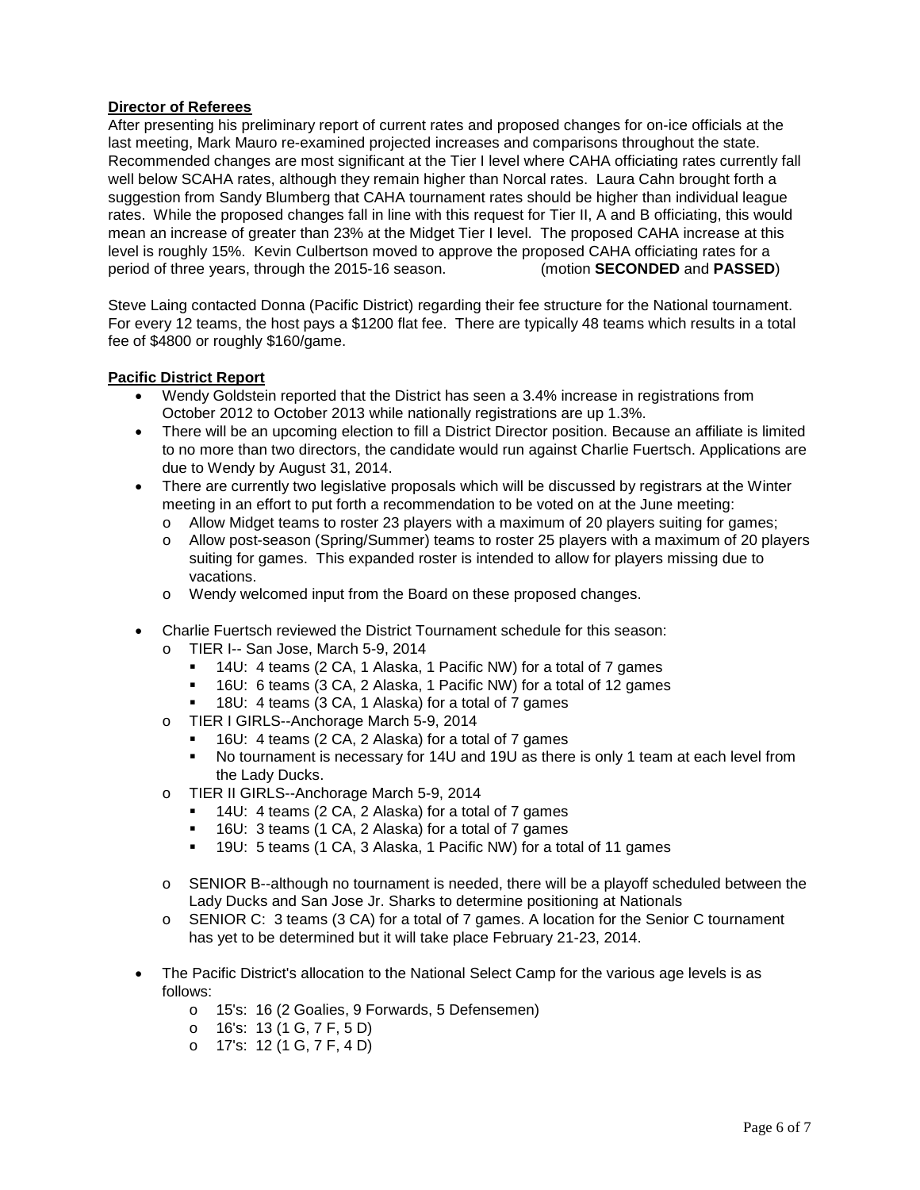**Director of Referees**

After presenting his preliminary report of current rates and proposed changes for on-ice officials at the last meeting, Mark Mauro re-examined projected increases and comparisons throughout the state. Recommended changes are most significant at the Tier I level where CAHA officiating rates currently fall well below SCAHA rates, although they remain higher than Norcal rates. Laura Cahn brought forth a suggestion from Sandy Blumberg that CAHA tournament rates should be higher than individual league rates. While the proposed changes fall in line with this request for Tier II, A and B officiating, this would mean an increase of greater than 23% at the Midget Tier I level. The proposed CAHA increase at this level is roughly 15%. Kevin Culbertson moved to approve the proposed CAHA officiating rates for a period of three years, through the 2015-16 season. (motion **SECONDED** and **PASSED**)

Steve Laing contacted Donna (Pacific District) regarding their fee structure for the National tournament. For every 12 teams, the host pays a $1200 flat fee. There are typically 48 teams which results in a total fee of $4800 or roughly $160/game.

**Pacific District Report**

- Wendy Goldstein reported that the District has seen a 3.4% increase in registrations from October 2012 to October 2013 while nationally registrations are up 1.3%.
- There will be an upcoming election to fill a District Director position. Because an affiliate is limited to no more than two directors, the candidate would run against Charlie Fuertsch. Applications are due to Wendy by August 31, 2014.
- There are currently two legislative proposals which will be discussed by registrars at the Winter meeting in an effort to put forth a recommendation to be voted on at the June meeting:
  - Allow Midget teams to roster 23 players with a maximum of 20 players suiting for games;
  - Allow post-season (Spring/Summer) teams to roster 25 players with a maximum of 20 players suiting for games. This expanded roster is intended to allow for players missing due to vacations.
  - Wendy welcomed input from the Board on these proposed changes.
- Charlie Fuertsch reviewed the District Tournament schedule for this season:
  - TIER I-- San Jose, March 5-9, 2014
    - 14U: 4 teams (2 CA, 1 Alaska, 1 Pacific NW) for a total of 7 games
    - 16U: 6 teams (3 CA, 2 Alaska, 1 Pacific NW) for a total of 12 games
    - 18U: 4 teams (3 CA, 1 Alaska) for a total of 7 games
  - TIER I GIRLS--Anchorage March 5-9, 2014
    - 16U: 4 teams (2 CA, 2 Alaska) for a total of 7 games
    - No tournament is necessary for 14U and 19U as there is only 1 team at each level from the Lady Ducks.
  - TIER II GIRLS--Anchorage March 5-9, 2014
    - 14U: 4 teams (2 CA, 2 Alaska) for a total of 7 games
    - 16U: 3 teams (1 CA, 2 Alaska) for a total of 7 games
    - 19U: 5 teams (1 CA, 3 Alaska, 1 Pacific NW) for a total of 11 games
  - SENIOR B--although no tournament is needed, there will be a playoff scheduled between the Lady Ducks and San Jose Jr. Sharks to determine positioning at Nationals
  - SENIOR C: 3 teams (3 CA) for a total of 7 games. A location for the Senior C tournament has yet to be determined but it will take place February 21-23, 2014.
- The Pacific District's allocation to the National Select Camp for the various age levels is as follows:
  - 15's: 16 (2 Goalies, 9 Forwards, 5 Defensemen)
  - 16's: 13 (1 G, 7 F, 5 D)
  - 17's: 12 (1 G, 7 F, 4 D)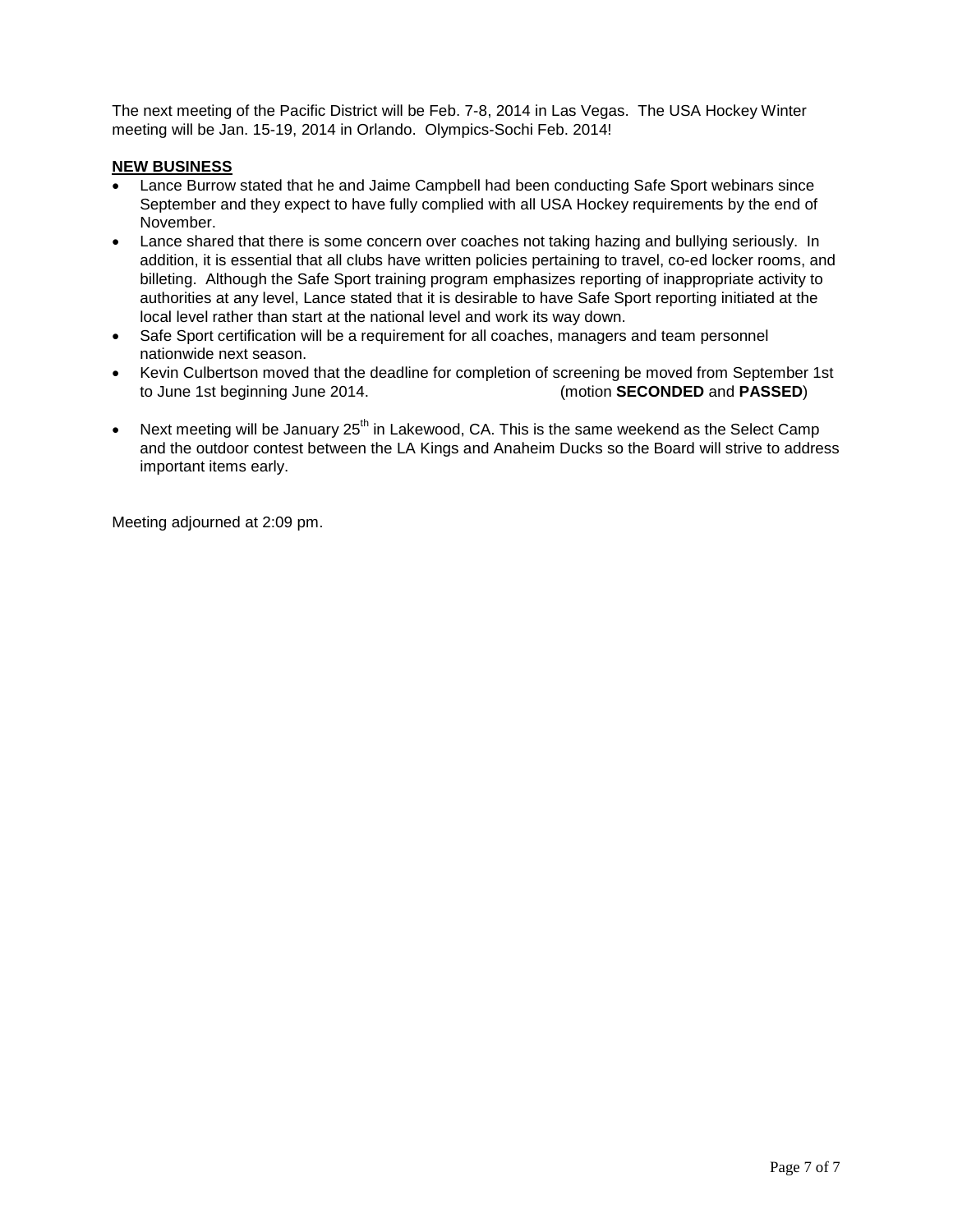The next meeting of the Pacific District will be Feb. 7-8, 2014 in Las Vegas. The USA Hockey Winter meeting will be Jan. 15-19, 2014 in Orlando. Olympics-Sochi Feb. 2014!

**NEW BUSINESS**

- Lance Burrow stated that he and Jaime Campbell had been conducting Safe Sport webinars since September and they expect to have fully complied with all USA Hockey requirements by the end of November.
- Lance shared that there is some concern over coaches not taking hazing and bullying seriously. In addition, it is essential that all clubs have written policies pertaining to travel, co-ed locker rooms, and billeting. Although the Safe Sport training program emphasizes reporting of inappropriate activity to authorities at any level, Lance stated that it is desirable to have Safe Sport reporting initiated at the local level rather than start at the national level and work its way down.
- Safe Sport certification will be a requirement for all coaches, managers and team personnel nationwide next season.
- Kevin Culbertson moved that the deadline for completion of screening be moved from September 1st to June 1st beginning June 2014. (motion **SECONDED** and **PASSED**)
- Next meeting will be January 25th in Lakewood, CA. This is the same weekend as the Select Camp and the outdoor contest between the LA Kings and Anaheim Ducks so the Board will strive to address important items early.

Meeting adjourned at 2:09 pm.